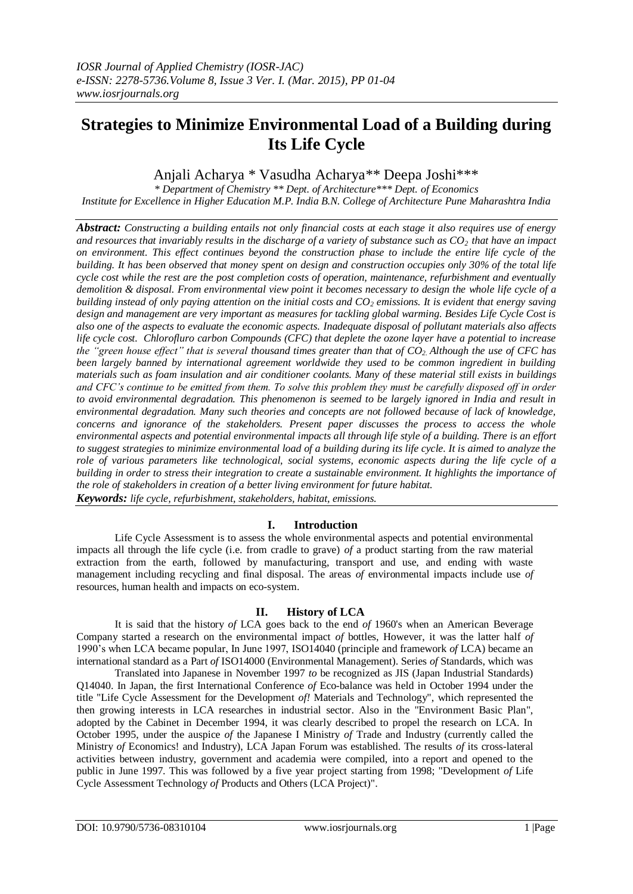# Strategies to Minimize Environmental Load of a Building during Its Life Cycle

Anjali Acharya * Vasudha Acharya** Deepa Joshi***

*\* Department of Chemistry \*\* Dept. of Architecture\*\*\* Dept. of Economics*
*Institute for Excellence in Higher Education M.P. India B.N. College of Architecture Pune Maharashtra India*

***Abstract:*** *Constructing a building entails not only financial costs at each stage it also requires use of energy and resources that invariably results in the discharge of a variety of substance such as $CO_2$ that have an impact on environment. This effect continues beyond the construction phase to include the entire life cycle of the building. It has been observed that money spent on design and construction occupies only 30% of the total life cycle cost while the rest are the post completion costs of operation, maintenance, refurbishment and eventually demolition & disposal. From environmental view point it becomes necessary to design the whole life cycle of a building instead of only paying attention on the initial costs and $CO_2$ emissions. It is evident that energy saving design and management are very important as measures for tackling global warming. Besides Life Cycle Cost is also one of the aspects to evaluate the economic aspects. Inadequate disposal of pollutant materials also affects life cycle cost. Chlorofluro carbon Compounds (CFC) that deplete the ozone layer have a potential to increase the "green house effect" that is several thousand times greater than that of $CO_2$. Although the use of CFC has been largely banned by international agreement worldwide they used to be common ingredient in building materials such as foam insulation and air conditioner coolants. Many of these material still exists in buildings and CFC's continue to be emitted from them. To solve this problem they must be carefully disposed off in order to avoid environmental degradation. This phenomenon is seemed to be largely ignored in India and result in environmental degradation. Many such theories and concepts are not followed because of lack of knowledge, concerns and ignorance of the stakeholders. Present paper discusses the process to access the whole environmental aspects and potential environmental impacts all through life style of a building. There is an effort to suggest strategies to minimize environmental load of a building during its life cycle. It is aimed to analyze the role of various parameters like technological, social systems, economic aspects during the life cycle of a building in order to stress their integration to create a sustainable environment. It highlights the importance of the role of stakeholders in creation of a better living environment for future habitat.*

***Keywords:*** *life cycle, refurbishment, stakeholders, habitat, emissions.*

## I. Introduction

Life Cycle Assessment is to assess the whole environmental aspects and potential environmental impacts all through the life cycle (i.e. from cradle to grave) *of* a product starting from the raw material extraction from the earth, followed by manufacturing, transport and use, and ending with waste management including recycling and final disposal. The areas *of* environmental impacts include use *of* resources, human health and impacts on eco-system.

## II. History of LCA

It is said that the history *of* LCA goes back to the end *of* 1960's when an American Beverage Company started a research on the environmental impact *of* bottles, However, it was the latter half *of* 1990's when LCA became popular, In June 1997, ISO14040 (principle and framework *of* LCA) became an international standard as a Part *of* ISO14000 (Environmental Management). Series *of* Standards, which was

Translated into Japanese in November 1997 *to* be recognized as JIS (Japan Industrial Standards) Q14040. In Japan, the first International Conference *of* Eco-balance was held in October 1994 under the title "Life Cycle Assessment for the Development *of!* Materials and Technology", which represented the then growing interests in LCA researches in industrial sector. Also in the "Environment Basic Plan", adopted by the Cabinet in December 1994, it was clearly described to propel the research on LCA. In October 1995, under the auspice *of* the Japanese I Ministry *of* Trade and Industry (currently called the Ministry *of* Economics! and Industry), LCA Japan Forum was established. The results *of* its cross-lateral activities between industry, government and academia were compiled, into a report and opened to the public in June 1997. This was followed by a five year project starting from 1998; "Development *of* Life Cycle Assessment Technology *of* Products and Others (LCA Project)".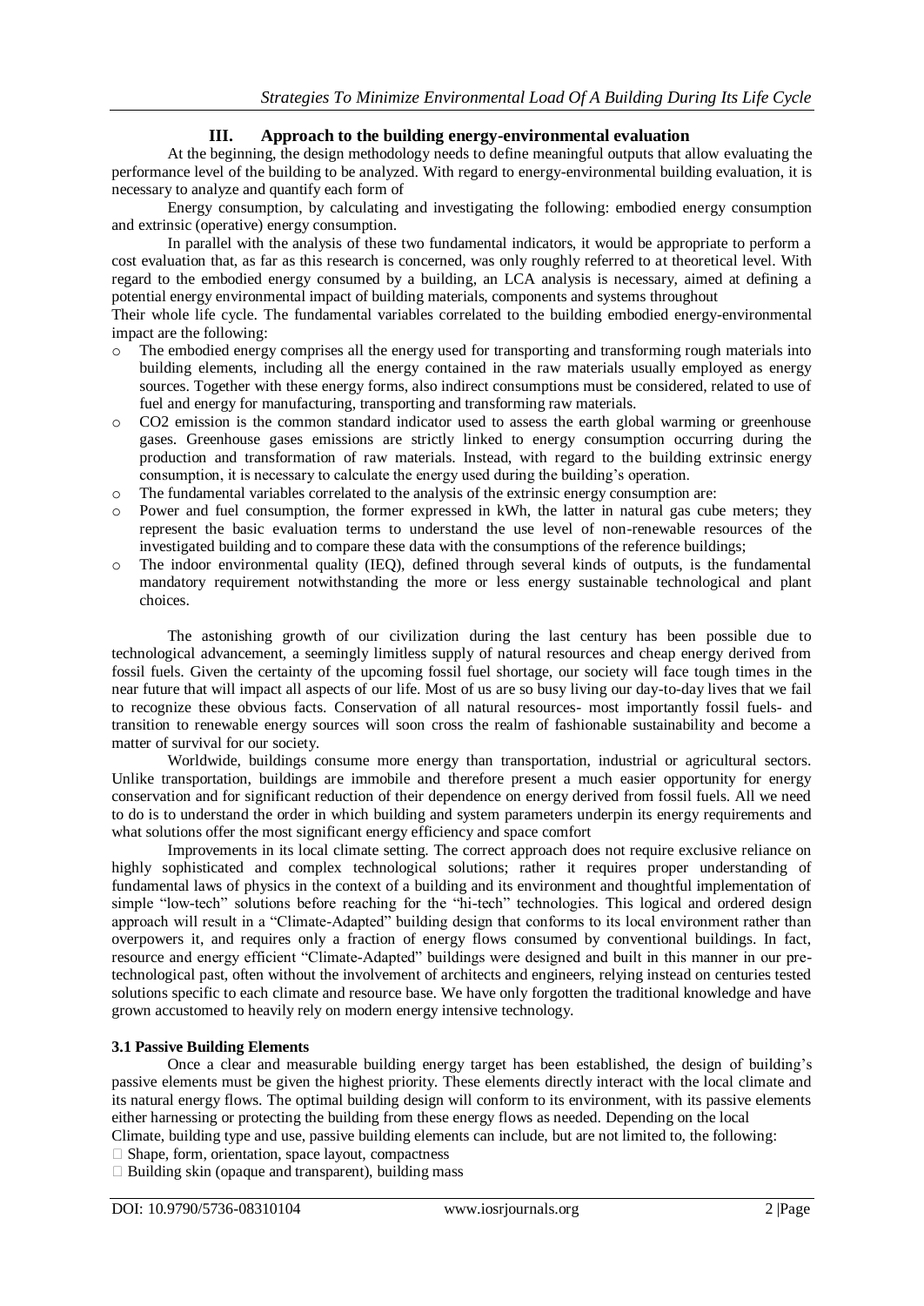## III. Approach to the building energy-environmental evaluation

At the beginning, the design methodology needs to define meaningful outputs that allow evaluating the performance level of the building to be analyzed. With regard to energy-environmental building evaluation, it is necessary to analyze and quantify each form of

Energy consumption, by calculating and investigating the following: embodied energy consumption and extrinsic (operative) energy consumption.

In parallel with the analysis of these two fundamental indicators, it would be appropriate to perform a cost evaluation that, as far as this research is concerned, was only roughly referred to at theoretical level. With regard to the embodied energy consumed by a building, an LCA analysis is necessary, aimed at defining a potential energy environmental impact of building materials, components and systems throughout

Their whole life cycle. The fundamental variables correlated to the building embodied energy-environmental impact are the following:

- The embodied energy comprises all the energy used for transporting and transforming rough materials into building elements, including all the energy contained in the raw materials usually employed as energy sources. Together with these energy forms, also indirect consumptions must be considered, related to use of fuel and energy for manufacturing, transporting and transforming raw materials.
- $CO_2$ emission is the common standard indicator used to assess the earth global warming or greenhouse gases. Greenhouse gases emissions are strictly linked to energy consumption occurring during the production and transformation of raw materials. Instead, with regard to the building extrinsic energy consumption, it is necessary to calculate the energy used during the building's operation.
- The fundamental variables correlated to the analysis of the extrinsic energy consumption are:
- Power and fuel consumption, the former expressed in kWh, the latter in natural gas cube meters; they represent the basic evaluation terms to understand the use level of non-renewable resources of the investigated building and to compare these data with the consumptions of the reference buildings;
- The indoor environmental quality (IEQ), defined through several kinds of outputs, is the fundamental mandatory requirement notwithstanding the more or less energy sustainable technological and plant choices.

The astonishing growth of our civilization during the last century has been possible due to technological advancement, a seemingly limitless supply of natural resources and cheap energy derived from fossil fuels. Given the certainty of the upcoming fossil fuel shortage, our society will face tough times in the near future that will impact all aspects of our life. Most of us are so busy living our day-to-day lives that we fail to recognize these obvious facts. Conservation of all natural resources- most importantly fossil fuels- and transition to renewable energy sources will soon cross the realm of fashionable sustainability and become a matter of survival for our society.

Worldwide, buildings consume more energy than transportation, industrial or agricultural sectors. Unlike transportation, buildings are immobile and therefore present a much easier opportunity for energy conservation and for significant reduction of their dependence on energy derived from fossil fuels. All we need to do is to understand the order in which building and system parameters underpin its energy requirements and what solutions offer the most significant energy efficiency and space comfort

Improvements in its local climate setting. The correct approach does not require exclusive reliance on highly sophisticated and complex technological solutions; rather it requires proper understanding of fundamental laws of physics in the context of a building and its environment and thoughtful implementation of simple "low-tech" solutions before reaching for the "hi-tech" technologies. This logical and ordered design approach will result in a "Climate-Adapted" building design that conforms to its local environment rather than overpowers it, and requires only a fraction of energy flows consumed by conventional buildings. In fact, resource and energy efficient "Climate-Adapted" buildings were designed and built in this manner in our pre-technological past, often without the involvement of architects and engineers, relying instead on centuries tested solutions specific to each climate and resource base. We have only forgotten the traditional knowledge and have grown accustomed to heavily rely on modern energy intensive technology.

### 3.1 Passive Building Elements

Once a clear and measurable building energy target has been established, the design of building's passive elements must be given the highest priority. These elements directly interact with the local climate and its natural energy flows. The optimal building design will conform to its environment, with its passive elements either harnessing or protecting the building from these energy flows as needed. Depending on the local

Climate, building type and use, passive building elements can include, but are not limited to, the following:

- Shape, form, orientation, space layout, compactness
- Building skin (opaque and transparent), building mass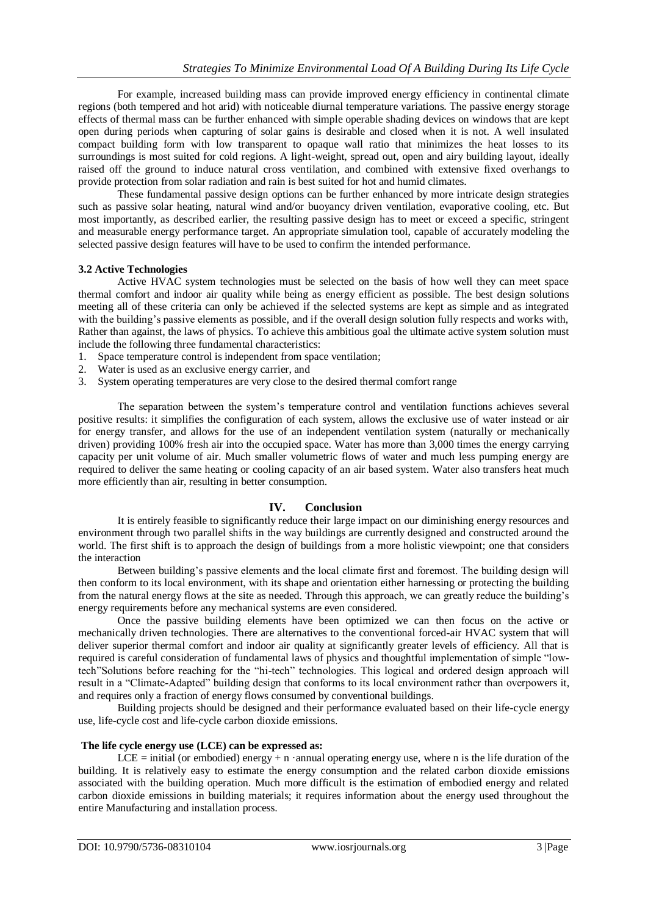For example, increased building mass can provide improved energy efficiency in continental climate regions (both tempered and hot arid) with noticeable diurnal temperature variations. The passive energy storage effects of thermal mass can be further enhanced with simple operable shading devices on windows that are kept open during periods when capturing of solar gains is desirable and closed when it is not. A well insulated compact building form with low transparent to opaque wall ratio that minimizes the heat losses to its surroundings is most suited for cold regions. A light-weight, spread out, open and airy building layout, ideally raised off the ground to induce natural cross ventilation, and combined with extensive fixed overhangs to provide protection from solar radiation and rain is best suited for hot and humid climates.

These fundamental passive design options can be further enhanced by more intricate design strategies such as passive solar heating, natural wind and/or buoyancy driven ventilation, evaporative cooling, etc. But most importantly, as described earlier, the resulting passive design has to meet or exceed a specific, stringent and measurable energy performance target. An appropriate simulation tool, capable of accurately modeling the selected passive design features will have to be used to confirm the intended performance.

### 3.2 Active Technologies

Active HVAC system technologies must be selected on the basis of how well they can meet space thermal comfort and indoor air quality while being as energy efficient as possible. The best design solutions meeting all of these criteria can only be achieved if the selected systems are kept as simple and as integrated with the building's passive elements as possible, and if the overall design solution fully respects and works with, Rather than against, the laws of physics. To achieve this ambitious goal the ultimate active system solution must include the following three fundamental characteristics:

1. Space temperature control is independent from space ventilation;
2. Water is used as an exclusive energy carrier, and
3. System operating temperatures are very close to the desired thermal comfort range

The separation between the system's temperature control and ventilation functions achieves several positive results: it simplifies the configuration of each system, allows the exclusive use of water instead or air for energy transfer, and allows for the use of an independent ventilation system (naturally or mechanically driven) providing 100% fresh air into the occupied space. Water has more than 3,000 times the energy carrying capacity per unit volume of air. Much smaller volumetric flows of water and much less pumping energy are required to deliver the same heating or cooling capacity of an air based system. Water also transfers heat much more efficiently than air, resulting in better consumption.

## IV. Conclusion

It is entirely feasible to significantly reduce their large impact on our diminishing energy resources and environment through two parallel shifts in the way buildings are currently designed and constructed around the world. The first shift is to approach the design of buildings from a more holistic viewpoint; one that considers the interaction

Between building's passive elements and the local climate first and foremost. The building design will then conform to its local environment, with its shape and orientation either harnessing or protecting the building from the natural energy flows at the site as needed. Through this approach, we can greatly reduce the building's energy requirements before any mechanical systems are even considered.

Once the passive building elements have been optimized we can then focus on the active or mechanically driven technologies. There are alternatives to the conventional forced-air HVAC system that will deliver superior thermal comfort and indoor air quality at significantly greater levels of efficiency. All that is required is careful consideration of fundamental laws of physics and thoughtful implementation of simple "low-tech"Solutions before reaching for the "hi-tech" technologies. This logical and ordered design approach will result in a "Climate-Adapted" building design that conforms to its local environment rather than overpowers it, and requires only a fraction of energy flows consumed by conventional buildings.

Building projects should be designed and their performance evaluated based on their life-cycle energy use, life-cycle cost and life-cycle carbon dioxide emissions.

**The life cycle energy use (LCE) can be expressed as:**

LCE = initial (or embodied) energy + $n \cdot$annual operating energy use, where n is the life duration of the building. It is relatively easy to estimate the energy consumption and the related carbon dioxide emissions associated with the building operation. Much more difficult is the estimation of embodied energy and related carbon dioxide emissions in building materials; it requires information about the energy used throughout the entire Manufacturing and installation process.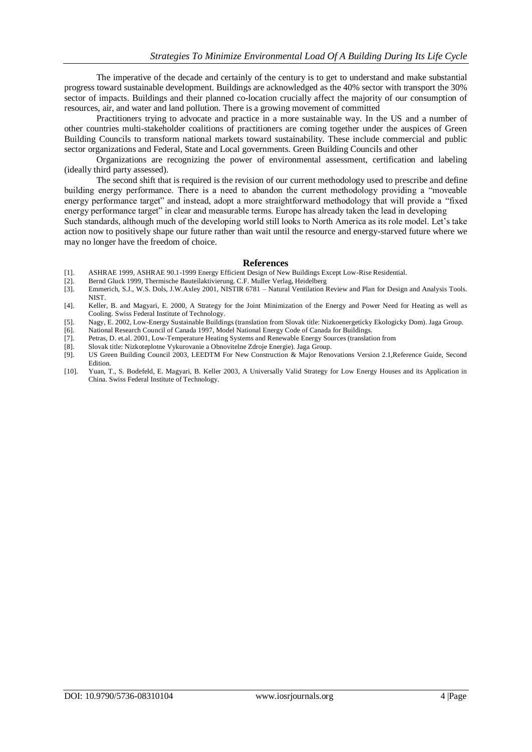The imperative of the decade and certainly of the century is to get to understand and make substantial progress toward sustainable development. Buildings are acknowledged as the 40% sector with transport the 30% sector of impacts. Buildings and their planned co-location crucially affect the majority of our consumption of resources, air, and water and land pollution. There is a growing movement of committed

Practitioners trying to advocate and practice in a more sustainable way. In the US and a number of other countries multi-stakeholder coalitions of practitioners are coming together under the auspices of Green Building Councils to transform national markets toward sustainability. These include commercial and public sector organizations and Federal, State and Local governments. Green Building Councils and other

Organizations are recognizing the power of environmental assessment, certification and labeling (ideally third party assessed).

The second shift that is required is the revision of our current methodology used to prescribe and define building energy performance. There is a need to abandon the current methodology providing a "moveable energy performance target" and instead, adopt a more straightforward methodology that will provide a "fixed energy performance target" in clear and measurable terms. Europe has already taken the lead in developing
Such standards, although much of the developing world still looks to North America as its role model. Let's take action now to positively shape our future rather than wait until the resource and energy-starved future where we may no longer have the freedom of choice.

## References

[1]. ASHRAE 1999, ASHRAE 90.1-1999 Energy Efficient Design of New Buildings Except Low-Rise Residential.
[2]. Bernd Gluck 1999, Thermische Bauteilaktivierung. C.F. Muller Verlag, Heidelberg
[3]. Emmerich, S.J., W.S. Dols, J.W.Axley 2001, NISTIR 6781 – Natural Ventilation Review and Plan for Design and Analysis Tools. NIST.
[4]. Keller, B. and Magyari, E. 2000, A Strategy for the Joint Minimization of the Energy and Power Need for Heating as well as Cooling. Swiss Federal Institute of Technology.
[5]. Nagy, E. 2002, Low-Energy Sustainable Buildings (translation from Slovak title: Nizkoenergeticky Ekologicky Dom). Jaga Group.
[6]. National Research Council of Canada 1997, Model National Energy Code of Canada for Buildings.
[7]. Petras, D. et.al. 2001, Low-Temperature Heating Systems and Renewable Energy Sources (translation from
[8]. Slovak title: Nizkoteplotne Vykurovanie a Obnovitelne Zdroje Energie). Jaga Group.
[9]. US Green Building Council 2003, LEEDTM For New Construction & Major Renovations Version 2.1,Reference Guide, Second Edition.
[10]. Yuan, T., S. Bodefeld, E. Magyari, B. Keller 2003, A Universally Valid Strategy for Low Energy Houses and its Application in China. Swiss Federal Institute of Technology.